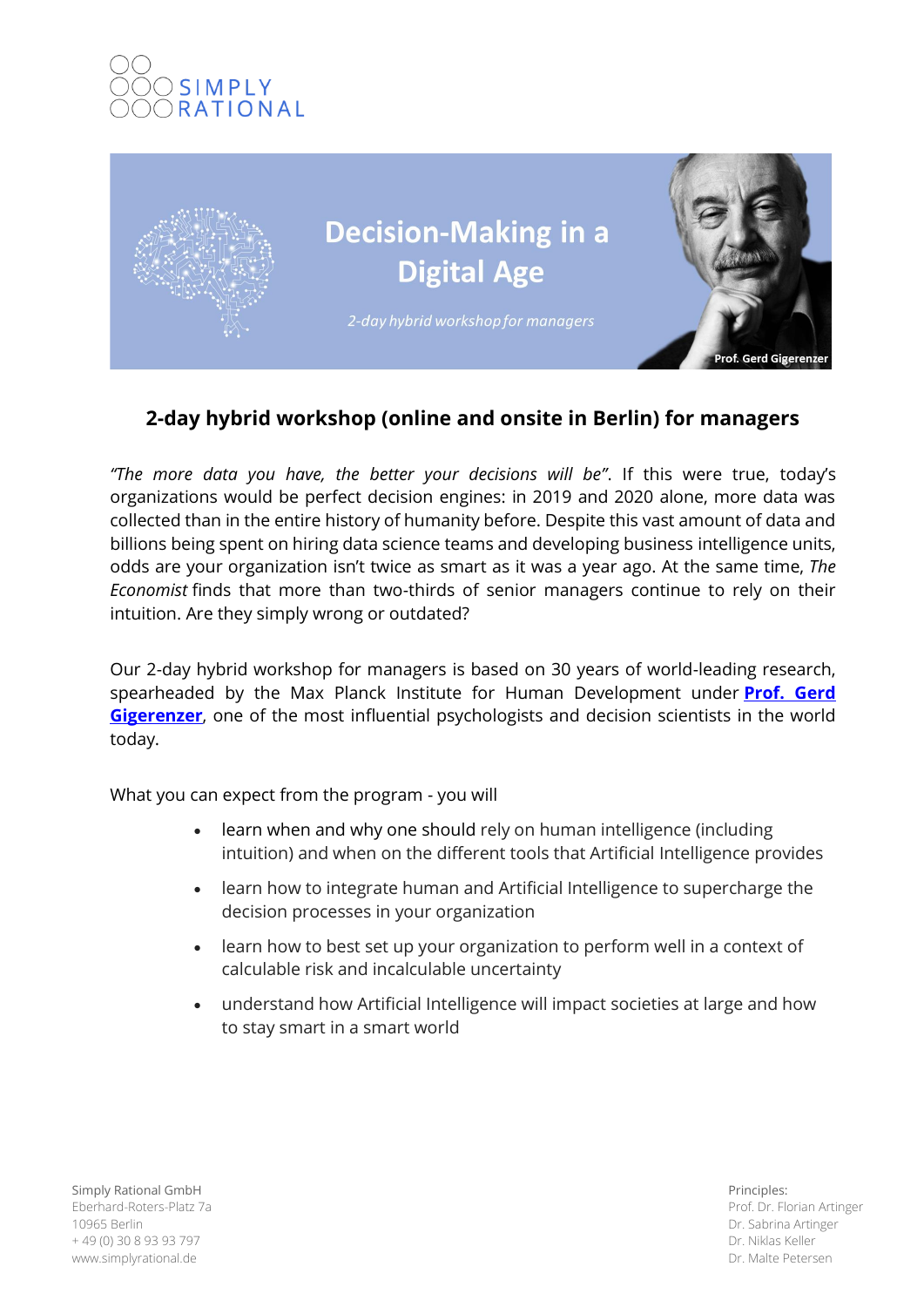SIMPLY RATIONAL

# Decision-Making in a Digital Age

*2-day hybrid workshop for managers*

Prof. Gerd Gigerenzer

## 2-day hybrid workshop (online and onsite in Berlin) for managers

*"The more data you have, the better your decisions will be"*. If this were true, today's organizations would be perfect decision engines: in 2019 and 2020 alone, more data was collected than in the entire history of humanity before. Despite this vast amount of data and billions being spent on hiring data science teams and developing business intelligence units, odds are your organization isn't twice as smart as it was a year ago. At the same time, *The Economist* finds that more than two-thirds of senior managers continue to rely on their intuition. Are they simply wrong or outdated?

Our 2-day hybrid workshop for managers is based on 30 years of world-leading research, spearheaded by the Max Planck Institute for Human Development under **Prof. Gerd Gigerenzer**, one of the most influential psychologists and decision scientists in the world today.

What you can expect from the program - you will

- learn when and why one should rely on human intelligence (including intuition) and when on the different tools that Artificial Intelligence provides
- learn how to integrate human and Artificial Intelligence to supercharge the decision processes in your organization
- learn how to best set up your organization to perform well in a context of calculable risk and incalculable uncertainty
- understand how Artificial Intelligence will impact societies at large and how to stay smart in a smart world

Simply Rational GmbH
Eberhard-Roters-Platz 7a
10965 Berlin
+ 49 (0) 30 8 93 93 797
www.simplyrational.de

Principles:
Prof. Dr. Florian Artinger
Dr. Sabrina Artinger
Dr. Niklas Keller
Dr. Malte Petersen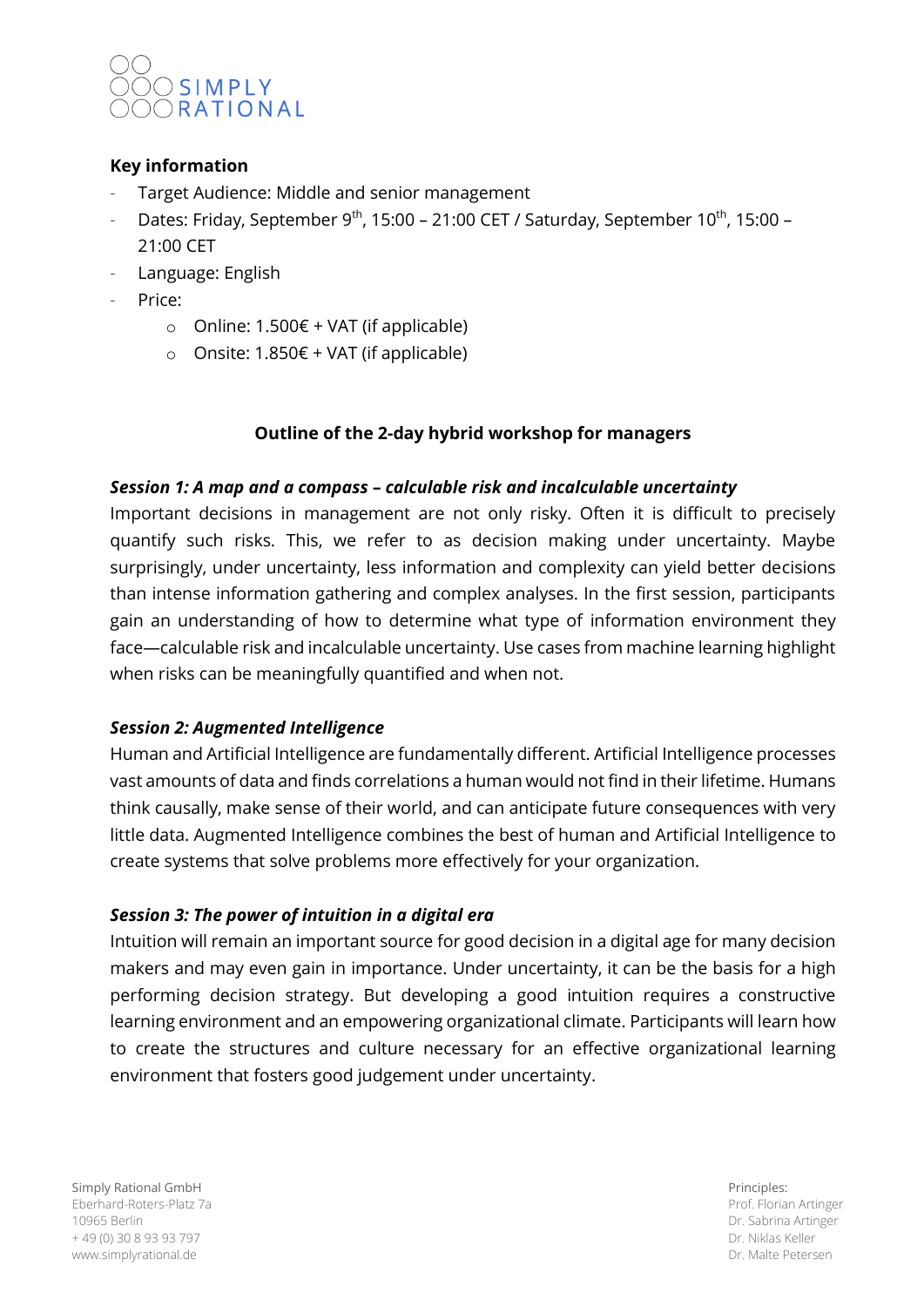SIMPLY RATIONAL

**Key information**

- Target Audience: Middle and senior management
- Dates: Friday, September 9th, 15:00 – 21:00 CET / Saturday, September 10th, 15:00 – 21:00 CET
- Language: English
- Price:
  - Online: 1.500€ + VAT (if applicable)
  - Onsite: 1.850€ + VAT (if applicable)

## Outline of the 2-day hybrid workshop for managers

### *Session 1: A map and a compass – calculable risk and incalculable uncertainty*

Important decisions in management are not only risky. Often it is difficult to precisely quantify such risks. This, we refer to as decision making under uncertainty. Maybe surprisingly, under uncertainty, less information and complexity can yield better decisions than intense information gathering and complex analyses. In the first session, participants gain an understanding of how to determine what type of information environment they face—calculable risk and incalculable uncertainty. Use cases from machine learning highlight when risks can be meaningfully quantified and when not.

### *Session 2: Augmented Intelligence*

Human and Artificial Intelligence are fundamentally different. Artificial Intelligence processes vast amounts of data and finds correlations a human would not find in their lifetime. Humans think causally, make sense of their world, and can anticipate future consequences with very little data. Augmented Intelligence combines the best of human and Artificial Intelligence to create systems that solve problems more effectively for your organization.

### *Session 3: The power of intuition in a digital era*

Intuition will remain an important source for good decision in a digital age for many decision makers and may even gain in importance. Under uncertainty, it can be the basis for a high performing decision strategy. But developing a good intuition requires a constructive learning environment and an empowering organizational climate. Participants will learn how to create the structures and culture necessary for an effective organizational learning environment that fosters good judgement under uncertainty.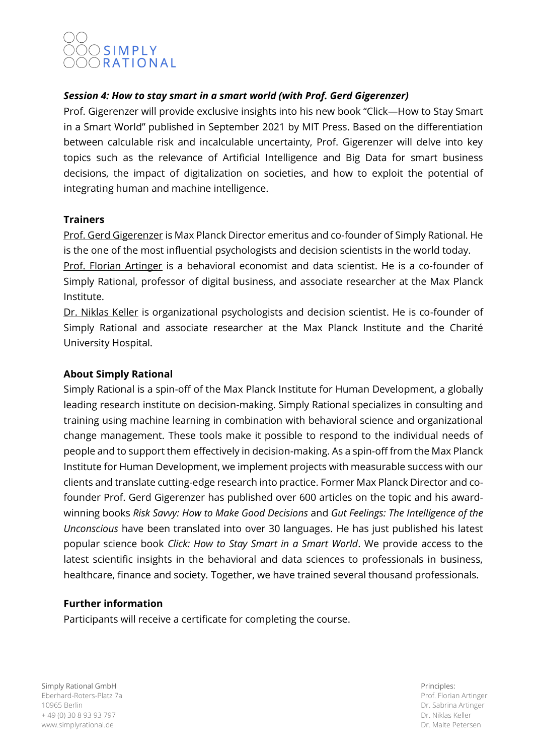### *Session 4: How to stay smart in a smart world (with Prof. Gerd Gigerenzer)*

Prof. Gigerenzer will provide exclusive insights into his new book "Click—How to Stay Smart in a Smart World" published in September 2021 by MIT Press. Based on the differentiation between calculable risk and incalculable uncertainty, Prof. Gigerenzer will delve into key topics such as the relevance of Artificial Intelligence and Big Data for smart business decisions, the impact of digitalization on societies, and how to exploit the potential of integrating human and machine intelligence.

### Trainers

Prof. Gerd Gigerenzer is Max Planck Director emeritus and co-founder of Simply Rational. He is the one of the most influential psychologists and decision scientists in the world today.

Prof. Florian Artinger is a behavioral economist and data scientist. He is a co-founder of Simply Rational, professor of digital business, and associate researcher at the Max Planck Institute.

Dr. Niklas Keller is organizational psychologists and decision scientist. He is co-founder of Simply Rational and associate researcher at the Max Planck Institute and the Charité University Hospital.

### About Simply Rational

Simply Rational is a spin-off of the Max Planck Institute for Human Development, a globally leading research institute on decision-making. Simply Rational specializes in consulting and training using machine learning in combination with behavioral science and organizational change management. These tools make it possible to respond to the individual needs of people and to support them effectively in decision-making. As a spin-off from the Max Planck Institute for Human Development, we implement projects with measurable success with our clients and translate cutting-edge research into practice. Former Max Planck Director and co-founder Prof. Gerd Gigerenzer has published over 600 articles on the topic and his award-winning books *Risk Savvy: How to Make Good Decisions* and *Gut Feelings: The Intelligence of the Unconscious* have been translated into over 30 languages. He has just published his latest popular science book *Click: How to Stay Smart in a Smart World*. We provide access to the latest scientific insights in the behavioral and data sciences to professionals in business, healthcare, finance and society. Together, we have trained several thousand professionals.

### Further information

Participants will receive a certificate for completing the course.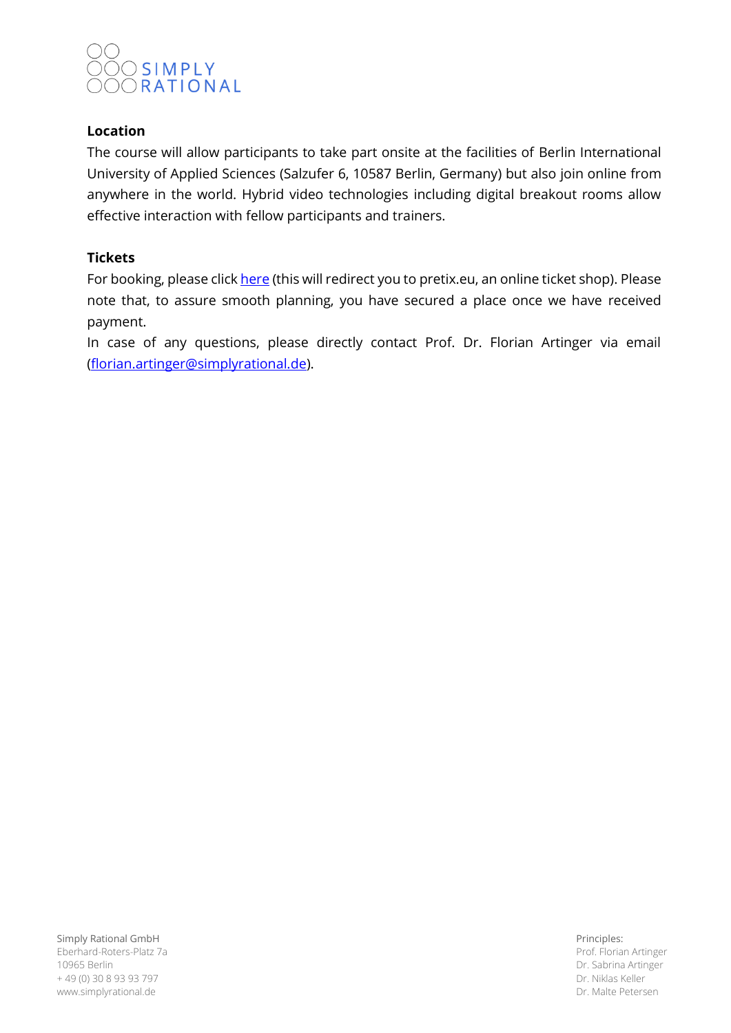**Location**

The course will allow participants to take part onsite at the facilities of Berlin International University of Applied Sciences (Salzufer 6, 10587 Berlin, Germany) but also join online from anywhere in the world. Hybrid video technologies including digital breakout rooms allow effective interaction with fellow participants and trainers.

**Tickets**

For booking, please click here (this will redirect you to pretix.eu, an online ticket shop). Please note that, to assure smooth planning, you have secured a place once we have received payment.

In case of any questions, please directly contact Prof. Dr. Florian Artinger via email (florian.artinger@simplyrational.de).